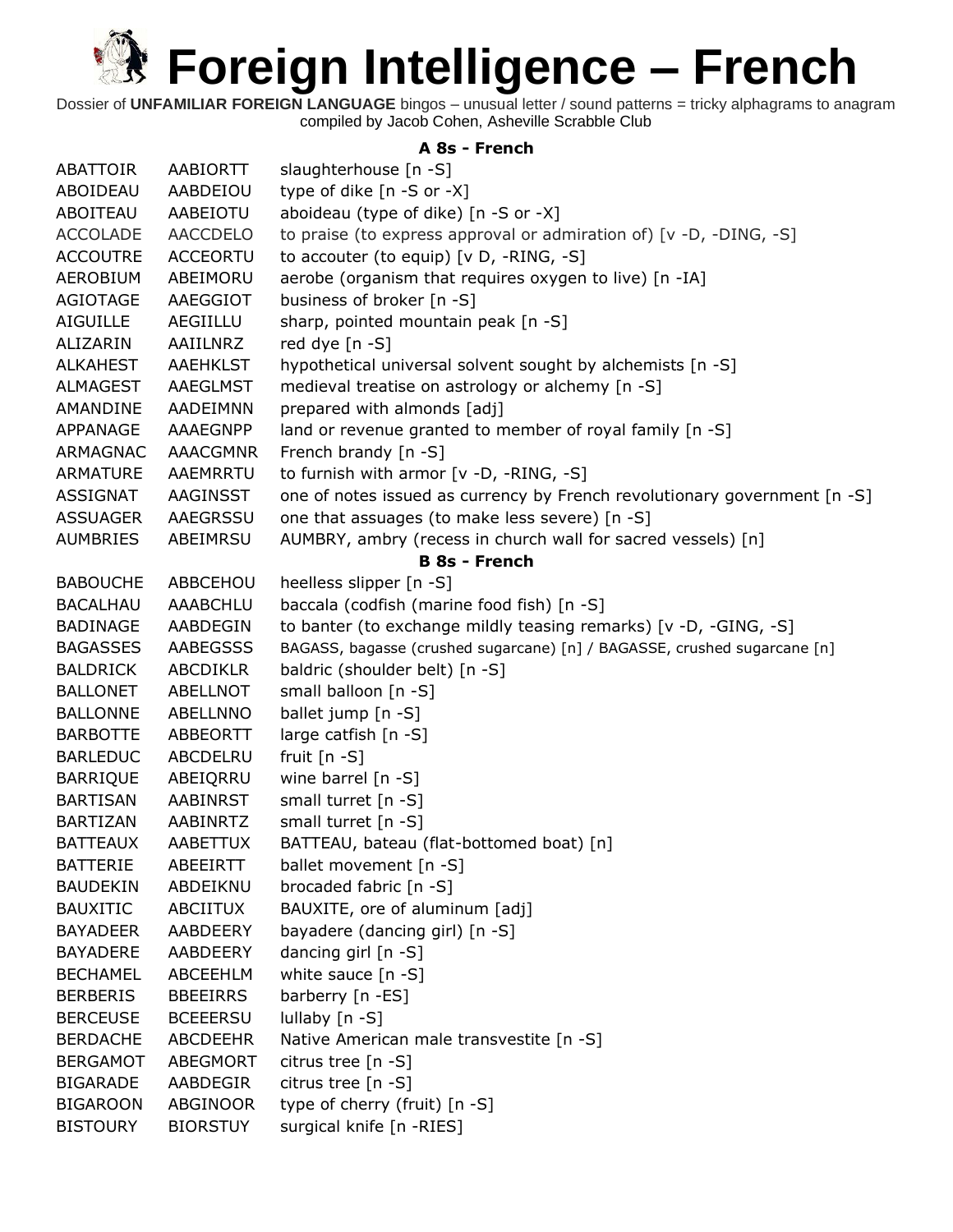# Foreign Intelligence – French

Dossier of **UNFAMILIAR FOREIGN LANGUAGE** bingos – unusual letter / sound patterns = tricky alphagrams to anagram compiled by Jacob Cohen, Asheville Scrabble Club

### A 8s - French

| | | |
|---|---|---|
| ABATTOIR | AABIORTT | slaughterhouse [n -S] |
| ABOIDEAU | AABDEIOU | type of dike [n -S or -X] |
| ABOITEAU | AABEIOTU | aboideau (type of dike) [n -S or -X] |
| ACCOLADE | AACCDELO | to praise (to express approval or admiration of) [v -D, -DING, -S] |
| ACCOUTRE | ACCEORTU | to accouter (to equip) [v D, -RING, -S] |
| AEROBIUM | ABEIMORU | aerobe (organism that requires oxygen to live) [n -IA] |
| AGIOTAGE | AAEGGIOT | business of broker [n -S] |
| AIGUILLE | AEGIILLU | sharp, pointed mountain peak [n -S] |
| ALIZARIN | AAIILNRZ | red dye [n -S] |
| ALKAHEST | AAEHKLST | hypothetical universal solvent sought by alchemists [n -S] |
| ALMAGEST | AAEGLMST | medieval treatise on astrology or alchemy [n -S] |
| AMANDINE | AADEIMNN | prepared with almonds [adj] |
| APPANAGE | AAAEGNPP | land or revenue granted to member of royal family [n -S] |
| ARMAGNAC | AAACGMNR | French brandy [n -S] |
| ARMATURE | AAEMRRTU | to furnish with armor [v -D, -RING, -S] |
| ASSIGNAT | AAGINSST | one of notes issued as currency by French revolutionary government [n -S] |
| ASSUAGER | AAEGRSSU | one that assuages (to make less severe) [n -S] |
| AUMBRIES | ABEIMRSU | AUMBRY, ambry (recess in church wall for sacred vessels) [n] |

### B 8s - French

| | | |
|---|---|---|
| BABOUCHE | ABBCEHOU | heelless slipper [n -S] |
| BACALHAU | AAABCHLU | baccala (codfish (marine food fish) [n -S] |
| BADINAGE | AABDEGIN | to banter (to exchange mildly teasing remarks) [v -D, -GING, -S] |
| BAGASSES | AABEGSSS | BAGASS, bagasse (crushed sugarcane) [n] / BAGASSE, crushed sugarcane [n] |
| BALDRICK | ABCDIKLR | baldric (shoulder belt) [n -S] |
| BALLONET | ABELLNOT | small balloon [n -S] |
| BALLONNE | ABELLNNO | ballet jump [n -S] |
| BARBOTTE | ABBEORTT | large catfish [n -S] |
| BARLEDUC | ABCDELRU | fruit [n -S] |
| BARRIQUE | ABEIQRRU | wine barrel [n -S] |
| BARTISAN | AABINRST | small turret [n -S] |
| BARTIZAN | AABINRTZ | small turret [n -S] |
| BATTEAUX | AABETTUX | BATTEAU, bateau (flat-bottomed boat) [n] |
| BATTERIE | ABEEIRTT | ballet movement [n -S] |
| BAUDEKIN | ABDEIKNU | brocaded fabric [n -S] |
| BAUXITIC | ABCIITUX | BAUXITE, ore of aluminum [adj] |
| BAYADEER | AABDEERY | bayadere (dancing girl) [n -S] |
| BAYADERE | AABDEERY | dancing girl [n -S] |
| BECHAMEL | ABCEEHLM | white sauce [n -S] |
| BERBERIS | BBEEIRRS | barberry [n -ES] |
| BERCEUSE | BCEEERSU | lullaby [n -S] |
| BERDACHE | ABCDEEHR | Native American male transvestite [n -S] |
| BERGAMOT | ABEGMORT | citrus tree [n -S] |
| BIGARADE | AABDEGIR | citrus tree [n -S] |
| BIGAROON | ABGINOOR | type of cherry (fruit) [n -S] |
| BISTOURY | BIORSTUY | surgical knife [n -RIES] |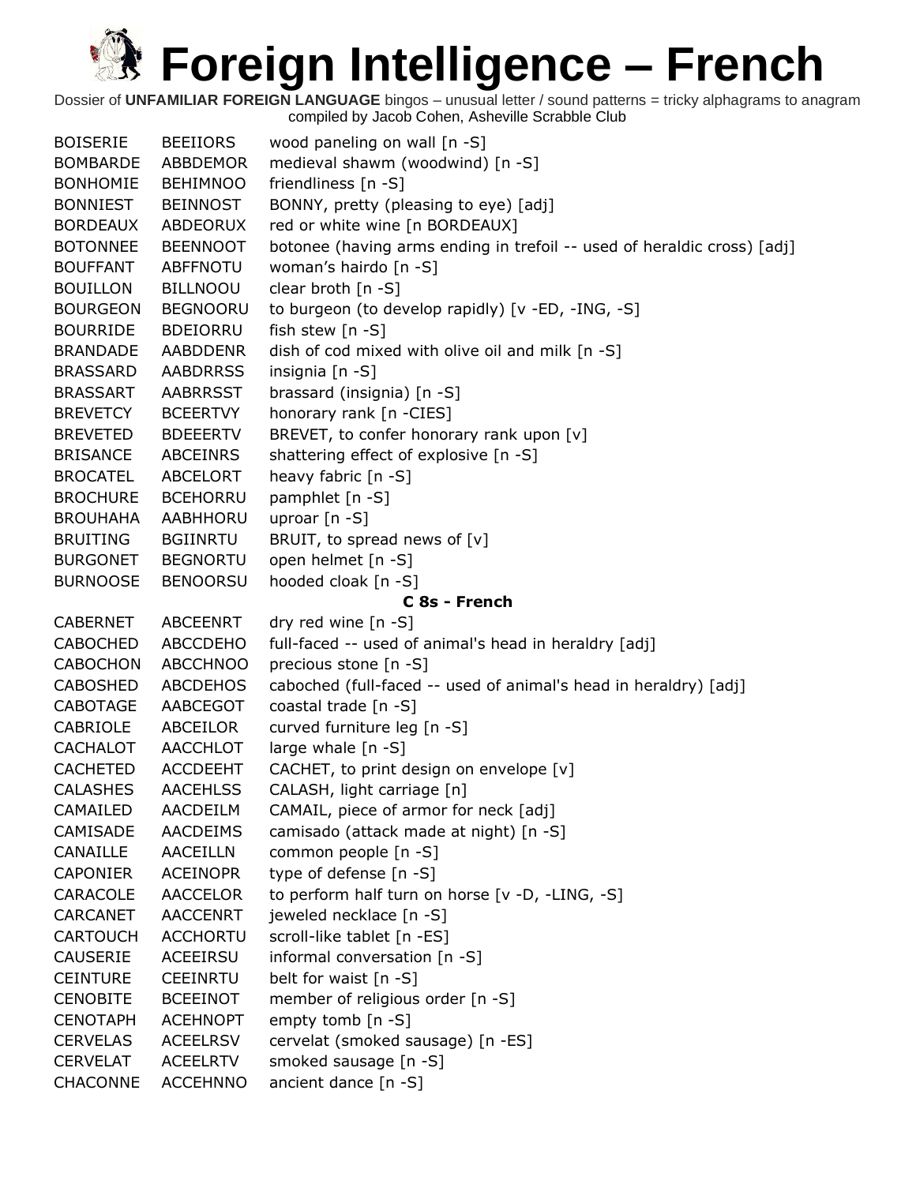# Foreign Intelligence – French

Dossier of **UNFAMILIAR FOREIGN LANGUAGE** bingos – unusual letter / sound patterns = tricky alphagrams to anagram
compiled by Jacob Cohen, Asheville Scrabble Club

| | | |
|---|---|---|
| BOISERIE | BEEIIORS | wood paneling on wall [n -S] |
| BOMBARDE | ABBDEMOR | medieval shawm (woodwind) [n -S] |
| BONHOMIE | BEHIMNOO | friendliness [n -S] |
| BONNIEST | BEINNOST | BONNY, pretty (pleasing to eye) [adj] |
| BORDEAUX | ABDEORUX | red or white wine [n BORDEAUX] |
| BOTONNEE | BEENNOOT | botonee (having arms ending in trefoil -- used of heraldic cross) [adj] |
| BOUFFANT | ABFFNOTU | woman's hairdo [n -S] |
| BOUILLON | BILLNOOU | clear broth [n -S] |
| BOURGEON | BEGNOORU | to burgeon (to develop rapidly) [v -ED, -ING, -S] |
| BOURRIDE | BDEIORRU | fish stew [n -S] |
| BRANDADE | AABDDENR | dish of cod mixed with olive oil and milk [n -S] |
| BRASSARD | AABDRRSS | insignia [n -S] |
| BRASSART | AABRRSST | brassard (insignia) [n -S] |
| BREVETCY | BCEERTVY | honorary rank [n -CIES] |
| BREVETED | BDEEERTV | BREVET, to confer honorary rank upon [v] |
| BRISANCE | ABCEINRS | shattering effect of explosive [n -S] |
| BROCATEL | ABCELORT | heavy fabric [n -S] |
| BROCHURE | BCEHORRU | pamphlet [n -S] |
| BROUHAHA | AABHHORU | uproar [n -S] |
| BRUITING | BGIINRTU | BRUIT, to spread news of [v] |
| BURGONET | BEGNORTU | open helmet [n -S] |
| BURNOOSE | BENOORSU | hooded cloak [n -S] |
| | | **C 8s - French** |
| CABERNET | ABCEENRT | dry red wine [n -S] |
| CABOCHED | ABCCDEHO | full-faced -- used of animal's head in heraldry [adj] |
| CABOCHON | ABCCHNOO | precious stone [n -S] |
| CABOSHED | ABCDEHOS | caboched (full-faced -- used of animal's head in heraldry) [adj] |
| CABOTAGE | AABCEGOT | coastal trade [n -S] |
| CABRIOLE | ABCEILOR | curved furniture leg [n -S] |
| CACHALOT | AACCHLOT | large whale [n -S] |
| CACHETED | ACCDEEHT | CACHET, to print design on envelope [v] |
| CALASHES | AACEHLSS | CALASH, light carriage [n] |
| CAMAILED | AACDEILM | CAMAIL, piece of armor for neck [adj] |
| CAMISADE | AACDEIMS | camisado (attack made at night) [n -S] |
| CANAILLE | AACEILLN | common people [n -S] |
| CAPONIER | ACEINOPR | type of defense [n -S] |
| CARACOLE | AACCELOR | to perform half turn on horse [v -D, -LING, -S] |
| CARCANET | AACCENRT | jeweled necklace [n -S] |
| CARTOUCH | ACCHORTU | scroll-like tablet [n -ES] |
| CAUSERIE | ACEEIRSU | informal conversation [n -S] |
| CEINTURE | CEEINRTU | belt for waist [n -S] |
| CENOBITE | BCEEINOT | member of religious order [n -S] |
| CENOTAPH | ACEHNOPT | empty tomb [n -S] |
| CERVELAS | ACEELRSV | cervelat (smoked sausage) [n -ES] |
| CERVELAT | ACEELRTV | smoked sausage [n -S] |
| CHACONNE | ACCEHNNO | ancient dance [n -S] |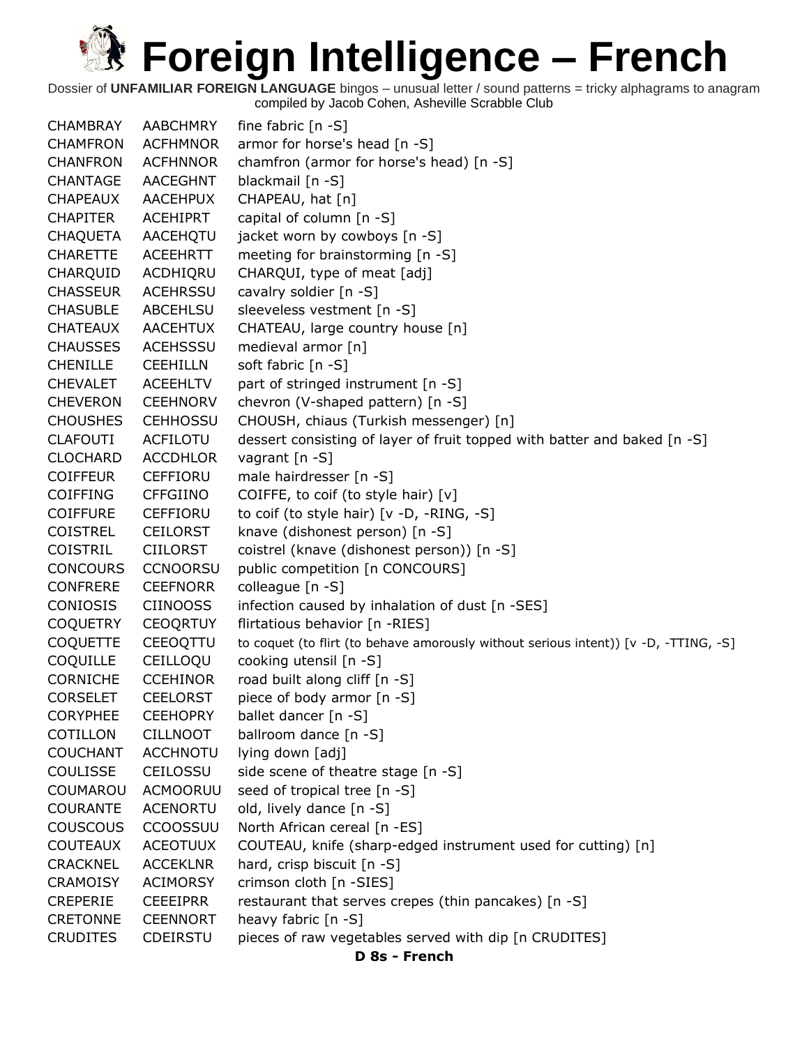# Foreign Intelligence – French

Dossier of **UNFAMILIAR FOREIGN LANGUAGE** bingos – unusual letter / sound patterns = tricky alphagrams to anagram compiled by Jacob Cohen, Asheville Scrabble Club

| | | |
|---|---|---|
| CHAMBRAY | AABCHMRY | fine fabric [n -S] |
| CHAMFRON | ACFHMNOR | armor for horse's head [n -S] |
| CHANFRON | ACFHNNOR | chamfron (armor for horse's head) [n -S] |
| CHANTAGE | AACEGHNT | blackmail [n -S] |
| CHAPEAUX | AACEHPUX | CHAPEAU, hat [n] |
| CHAPITER | ACEHIPRT | capital of column [n -S] |
| CHAQUETA | AACEHQTU | jacket worn by cowboys [n -S] |
| CHARETTE | ACEEHRTT | meeting for brainstorming [n -S] |
| CHARQUID | ACDHIQRU | CHARQUI, type of meat [adj] |
| CHASSEUR | ACEHRSSU | cavalry soldier [n -S] |
| CHASUBLE | ABCEHLSU | sleeveless vestment [n -S] |
| CHATEAUX | AACEHTUX | CHATEAU, large country house [n] |
| CHAUSSES | ACEHSSSU | medieval armor [n] |
| CHENILLE | CEEHILLN | soft fabric [n -S] |
| CHEVALET | ACEEHLTV | part of stringed instrument [n -S] |
| CHEVERON | CEEHNORV | chevron (V-shaped pattern) [n -S] |
| CHOUSHES | CEHHOSSU | CHOUSH, chiaus (Turkish messenger) [n] |
| CLAFOUTI | ACFILOTU | dessert consisting of layer of fruit topped with batter and baked [n -S] |
| CLOCHARD | ACCDHLOR | vagrant [n -S] |
| COIFFEUR | CEFFIORU | male hairdresser [n -S] |
| COIFFING | CFFGIINO | COIFFE, to coif (to style hair) [v] |
| COIFFURE | CEFFIORU | to coif (to style hair) [v -D, -RING, -S] |
| COISTREL | CEILORST | knave (dishonest person) [n -S] |
| COISTRIL | CIILORST | coistrel (knave (dishonest person)) [n -S] |
| CONCOURS | CCNOORSU | public competition [n CONCOURS] |
| CONFRERE | CEEFNORR | colleague [n -S] |
| CONIOSIS | CIINOOSS | infection caused by inhalation of dust [n -SES] |
| COQUETRY | CEOQRTUY | flirtatious behavior [n -RIES] |
| COQUETTE | CEEOQTTU | to coquet (to flirt (to behave amorously without serious intent)) [v -D, -TTING, -S] |
| COQUILLE | CEILLOQU | cooking utensil [n -S] |
| CORNICHE | CCEHINOR | road built along cliff [n -S] |
| CORSELET | CEELORST | piece of body armor [n -S] |
| CORYPHEE | CEEHOPRY | ballet dancer [n -S] |
| COTILLON | CILLNOOT | ballroom dance [n -S] |
| COUCHANT | ACCHNOTU | lying down [adj] |
| COULISSE | CEILOSSU | side scene of theatre stage [n -S] |
| COUMAROU | ACMOORUU | seed of tropical tree [n -S] |
| COURANTE | ACENORTU | old, lively dance [n -S] |
| COUSCOUS | CCOOSSUU | North African cereal [n -ES] |
| COUTEAUX | ACEOTUUX | COUTEAU, knife (sharp-edged instrument used for cutting) [n] |
| CRACKNEL | ACCEKLNR | hard, crisp biscuit [n -S] |
| CRAMOISY | ACIMORSY | crimson cloth [n -SIES] |
| CREPERIE | CEEEIPRR | restaurant that serves crepes (thin pancakes) [n -S] |
| CRETONNE | CEENNORT | heavy fabric [n -S] |
| CRUDITES | CDEIRSTU | pieces of raw vegetables served with dip [n CRUDITES] |

**D 8s - French**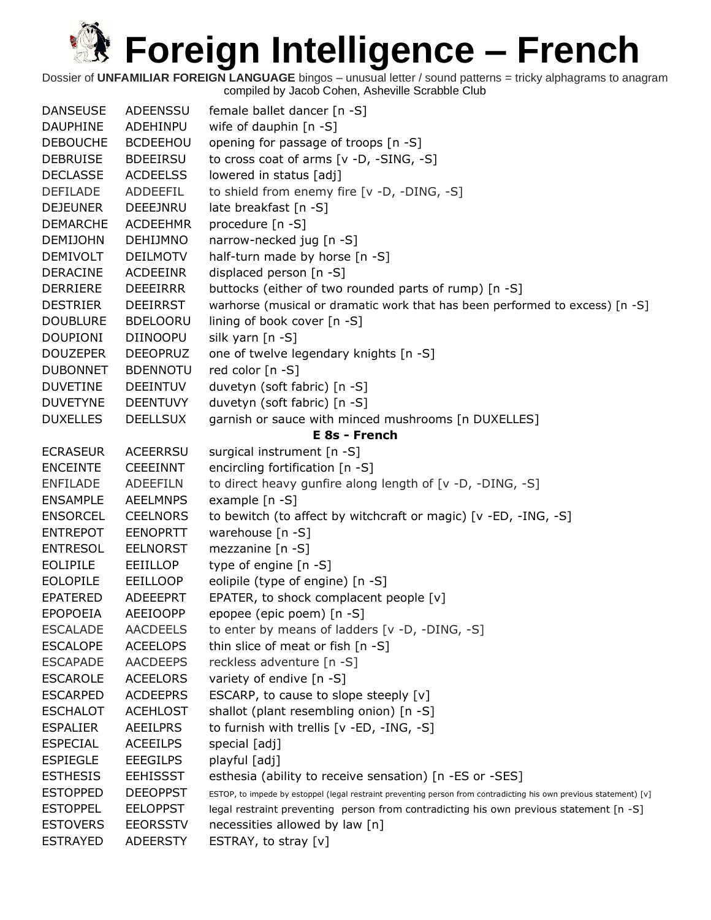# Foreign Intelligence – French

Dossier of **UNFAMILIAR FOREIGN LANGUAGE** bingos – unusual letter / sound patterns = tricky alphagrams to anagram
compiled by Jacob Cohen, Asheville Scrabble Club

| | | |
|---|---|---|
| DANSEUSE | ADEENSSU | female ballet dancer [n -S] |
| DAUPHINE | ADEHINPU | wife of dauphin [n -S] |
| DEBOUCHE | BCDEEHOU | opening for passage of troops [n -S] |
| DEBRUISE | BDEEIRSU | to cross coat of arms [v -D, -SING, -S] |
| DECLASSE | ACDEELSS | lowered in status [adj] |
| DEFILADE | ADDEEFIL | to shield from enemy fire [v -D, -DING, -S] |
| DEJEUNER | DEEEJNRU | late breakfast [n -S] |
| DEMARCHE | ACDEEHMR | procedure [n -S] |
| DEMIJOHN | DEHIJMNO | narrow-necked jug [n -S] |
| DEMIVOLT | DEILMOTV | half-turn made by horse [n -S] |
| DERACINE | ACDEEINR | displaced person [n -S] |
| DERRIERE | DEEEIRRR | buttocks (either of two rounded parts of rump) [n -S] |
| DESTRIER | DEEIRRST | warhorse (musical or dramatic work that has been performed to excess) [n -S] |
| DOUBLURE | BDELOORU | lining of book cover [n -S] |
| DOUPIONI | DIINOOPU | silk yarn [n -S] |
| DOUZEPER | DEEOPRUZ | one of twelve legendary knights [n -S] |
| DUBONNET | BDENNOTU | red color [n -S] |
| DUVETINE | DEEINTUV | duvetyn (soft fabric) [n -S] |
| DUVETYNE | DEENTUVY | duvetyn (soft fabric) [n -S] |
| DUXELLES | DEELLSUX | garnish or sauce with minced mushrooms [n DUXELLES] |
| | **E 8s - French** | |
| ECRASEUR | ACEERRSU | surgical instrument [n -S] |
| ENCEINTE | CEEEINNT | encircling fortification [n -S] |
| ENFILADE | ADEEFILN | to direct heavy gunfire along length of [v -D, -DING, -S] |
| ENSAMPLE | AEELMNPS | example [n -S] |
| ENSORCEL | CEELNORS | to bewitch (to affect by witchcraft or magic) [v -ED, -ING, -S] |
| ENTREPOT | EENOPRTT | warehouse [n -S] |
| ENTRESOL | EELNORST | mezzanine [n -S] |
| EOLIPILE | EEIILLOP | type of engine [n -S] |
| EOLOPILE | EEILLOOP | eolipile (type of engine) [n -S] |
| EPATERED | ADEEEPRT | EPATER, to shock complacent people [v] |
| EPOPOEIA | AEEIOOPP | epopee (epic poem) [n -S] |
| ESCALADE | AACDEELS | to enter by means of ladders [v -D, -DING, -S] |
| ESCALOPE | ACEELOPS | thin slice of meat or fish [n -S] |
| ESCAPADE | AACDEEPS | reckless adventure [n -S] |
| ESCAROLE | ACEELORS | variety of endive [n -S] |
| ESCARPED | ACDEEPRS | ESCARP, to cause to slope steeply [v] |
| ESCHALOT | ACEHLOST | shallot (plant resembling onion) [n -S] |
| ESPALIER | AEEILPRS | to furnish with trellis [v -ED, -ING, -S] |
| ESPECIAL | ACEEILPS | special [adj] |
| ESPIEGLE | EEEGILPS | playful [adj] |
| ESTHESIS | EEHISSST | esthesia (ability to receive sensation) [n -ES or -SES] |
| ESTOPPED | DEEOPPST | ESTOP, to impede by estoppel (legal restraint preventing person from contradicting his own previous statement) [v] |
| ESTOPPEL | EELOPPST | legal restraint preventing person from contradicting his own previous statement [n -S] |
| ESTOVERS | EEORSSTV | necessities allowed by law [n] |
| ESTRAYED | ADEERSTY | ESTRAY, to stray [v] |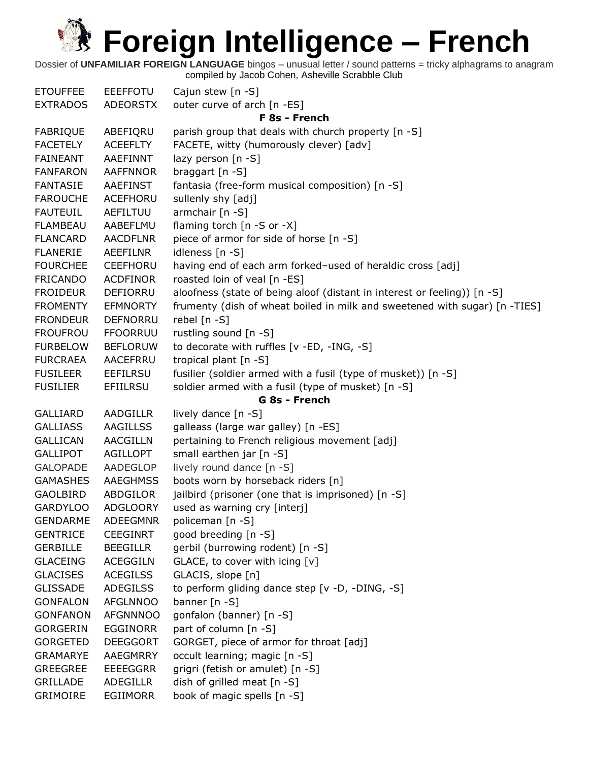# Foreign Intelligence – French

Dossier of **UNFAMILIAR FOREIGN LANGUAGE** bingos – unusual letter / sound patterns = tricky alphagrams to anagram
compiled by Jacob Cohen, Asheville Scrabble Club

| | | |
|---|---|---|
| ETOUFFEE | EEEFFOTU | Cajun stew [n -S] |
| EXTRADOS | ADEORSTX | outer curve of arch [n -ES] |
| | | **F 8s - French** |
| FABRIQUE | ABEFIQRU | parish group that deals with church property [n -S] |
| FACETELY | ACEEFLTY | FACETE, witty (humorously clever) [adv] |
| FAINEANT | AAEFINNT | lazy person [n -S] |
| FANFARON | AAFFNNOR | braggart [n -S] |
| FANTASIE | AAEFINST | fantasia (free-form musical composition) [n -S] |
| FAROUCHE | ACEFHORU | sullenly shy [adj] |
| FAUTEUIL | AEFILTUU | armchair [n -S] |
| FLAMBEAU | AABEFLMU | flaming torch [n -S or -X] |
| FLANCARD | AACDFLNR | piece of armor for side of horse [n -S] |
| FLANERIE | AEEFILNR | idleness [n -S] |
| FOURCHEE | CEEFHORU | having end of each arm forked–used of heraldic cross [adj] |
| FRICANDO | ACDFINOR | roasted loin of veal [n -ES] |
| FROIDEUR | DEFIORRU | aloofness (state of being aloof (distant in interest or feeling)) [n -S] |
| FROMENTY | EFMNORTY | frumenty (dish of wheat boiled in milk and sweetened with sugar) [n -TIES] |
| FRONDEUR | DEFNORRU | rebel [n -S] |
| FROUFROU | FFOORRUU | rustling sound [n -S] |
| FURBELOW | BEFLORUW | to decorate with ruffles [v -ED, -ING, -S] |
| FURCRAEA | AACEFRRU | tropical plant [n -S] |
| FUSILEER | EEFILRSU | fusilier (soldier armed with a fusil (type of musket)) [n -S] |
| FUSILIER | EFIILRSU | soldier armed with a fusil (type of musket) [n -S] |
| | | **G 8s - French** |
| GALLIARD | AADGILLR | lively dance [n -S] |
| GALLIASS | AAGILLSS | galleass (large war galley) [n -ES] |
| GALLICAN | AACGILLN | pertaining to French religious movement [adj] |
| GALLIPOT | AGILLOPT | small earthen jar [n -S] |
| GALOPADE | AADEGLOP | lively round dance [n -S] |
| GAMASHES | AAEGHMSS | boots worn by horseback riders [n] |
| GAOLBIRD | ABDGILOR | jailbird (prisoner (one that is imprisoned) [n -S] |
| GARDYLOO | ADGLOORY | used as warning cry [interj] |
| GENDARME | ADEEGMNR | policeman [n -S] |
| GENTRICE | CEEGINRT | good breeding [n -S] |
| GERBILLE | BEEGILLR | gerbil (burrowing rodent) [n -S] |
| GLACEING | ACEGGILN | GLACE, to cover with icing [v] |
| GLACISES | ACEGILSS | GLACIS, slope [n] |
| GLISSADE | ADEGILSS | to perform gliding dance step [v -D, -DING, -S] |
| GONFALON | AFGLNNOO | banner [n -S] |
| GONFANON | AFGNNNOO | gonfalon (banner) [n -S] |
| GORGERIN | EGGINORR | part of column [n -S] |
| GORGETED | DEEGGORT | GORGET, piece of armor for throat [adj] |
| GRAMARYE | AAEGMRRY | occult learning; magic [n -S] |
| GREEGREE | EEEEGGRR | grigri (fetish or amulet) [n -S] |
| GRILLADE | ADEGILLR | dish of grilled meat [n -S] |
| GRIMOIRE | EGIIMORR | book of magic spells [n -S] |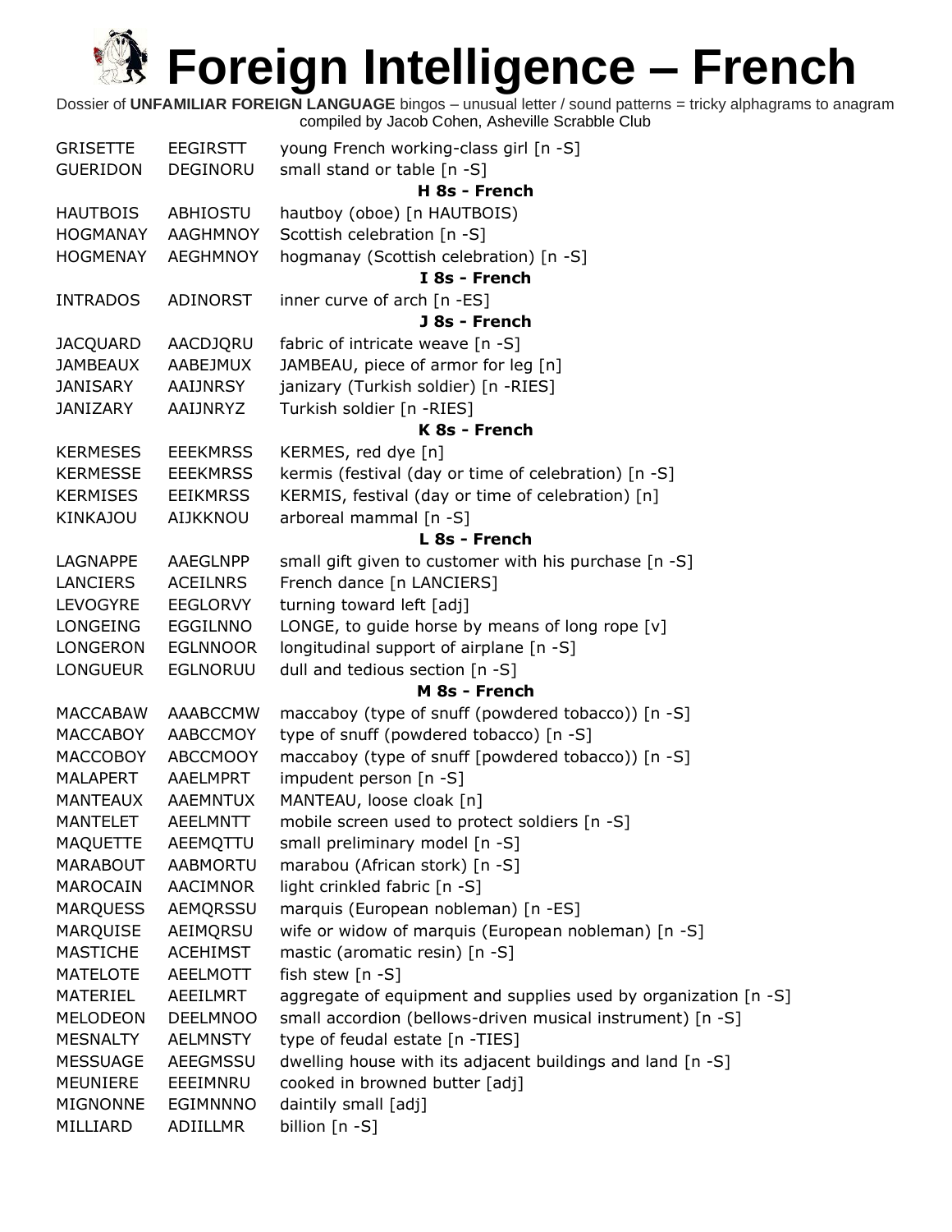# Foreign Intelligence – French

Dossier of **UNFAMILIAR FOREIGN LANGUAGE** bingos – unusual letter / sound patterns = tricky alphagrams to anagram
compiled by Jacob Cohen, Asheville Scrabble Club

| | | |
|---|---|---|
| GRISETTE | EEGIRSTT | young French working-class girl [n -S] |
| GUERIDON | DEGINORU | small stand or table [n -S] |
| | | **H 8s - French** |
| HAUTBOIS | ABHIOSTU | hautboy (oboe) [n HAUTBOIS) |
| HOGMANAY | AAGHMNOY | Scottish celebration [n -S] |
| HOGMENAY | AEGHMNOY | hogmanay (Scottish celebration) [n -S] |
| | | **I 8s - French** |
| INTRADOS | ADINORST | inner curve of arch [n -ES] |
| | | **J 8s - French** |
| JACQUARD | AACDJQRU | fabric of intricate weave [n -S] |
| JAMBEAUX | AABEJMUX | JAMBEAU, piece of armor for leg [n] |
| JANISARY | AAIJNRSY | janizary (Turkish soldier) [n -RIES] |
| JANIZARY | AAIJNRYZ | Turkish soldier [n -RIES] |
| | | **K 8s - French** |
| KERMESES | EEEKMRSS | KERMES, red dye [n] |
| KERMESSE | EEEKMRSS | kermis (festival (day or time of celebration) [n -S] |
| KERMISES | EEIKMRSS | KERMIS, festival (day or time of celebration) [n] |
| KINKAJOU | AIJKKNOU | arboreal mammal [n -S] |
| | | **L 8s - French** |
| LAGNAPPE | AAEGLNPP | small gift given to customer with his purchase [n -S] |
| LANCIERS | ACEILNRS | French dance [n LANCIERS] |
| LEVOGYRE | EEGLORVY | turning toward left [adj] |
| LONGEING | EGGILNNO | LONGE, to guide horse by means of long rope [v] |
| LONGERON | EGLNNOOR | longitudinal support of airplane [n -S] |
| LONGUEUR | EGLNORUU | dull and tedious section [n -S] |
| | | **M 8s - French** |
| MACCABAW | AAABCCMW | maccaboy (type of snuff (powdered tobacco)) [n -S] |
| MACCABOY | AABCCMOY | type of snuff (powdered tobacco) [n -S] |
| MACCOBOY | ABCCMOOY | maccaboy (type of snuff [powdered tobacco)) [n -S] |
| MALAPERT | AAELMPRT | impudent person [n -S] |
| MANTEAUX | AAEMNTUX | MANTEAU, loose cloak [n] |
| MANTELET | AEELMNTT | mobile screen used to protect soldiers [n -S] |
| MAQUETTE | AEEMQTTU | small preliminary model [n -S] |
| MARABOUT | AABMORTU | marabou (African stork) [n -S] |
| MAROCAIN | AACIMNOR | light crinkled fabric [n -S] |
| MARQUESS | AEMQRSSU | marquis (European nobleman) [n -ES] |
| MARQUISE | AEIMQRSU | wife or widow of marquis (European nobleman) [n -S] |
| MASTICHE | ACEHIMST | mastic (aromatic resin) [n -S] |
| MATELOTE | AEELMOTT | fish stew [n -S] |
| MATERIEL | AEEILMRT | aggregate of equipment and supplies used by organization [n -S] |
| MELODEON | DEELMNOO | small accordion (bellows-driven musical instrument) [n -S] |
| MESNALTY | AELMNSTY | type of feudal estate [n -TIES] |
| MESSUAGE | AEEGMSSU | dwelling house with its adjacent buildings and land [n -S] |
| MEUNIERE | EEEIMNRU | cooked in browned butter [adj] |
| MIGNONNE | EGIMNNNO | daintily small [adj] |
| MILLIARD | ADIILLMR | billion [n -S] |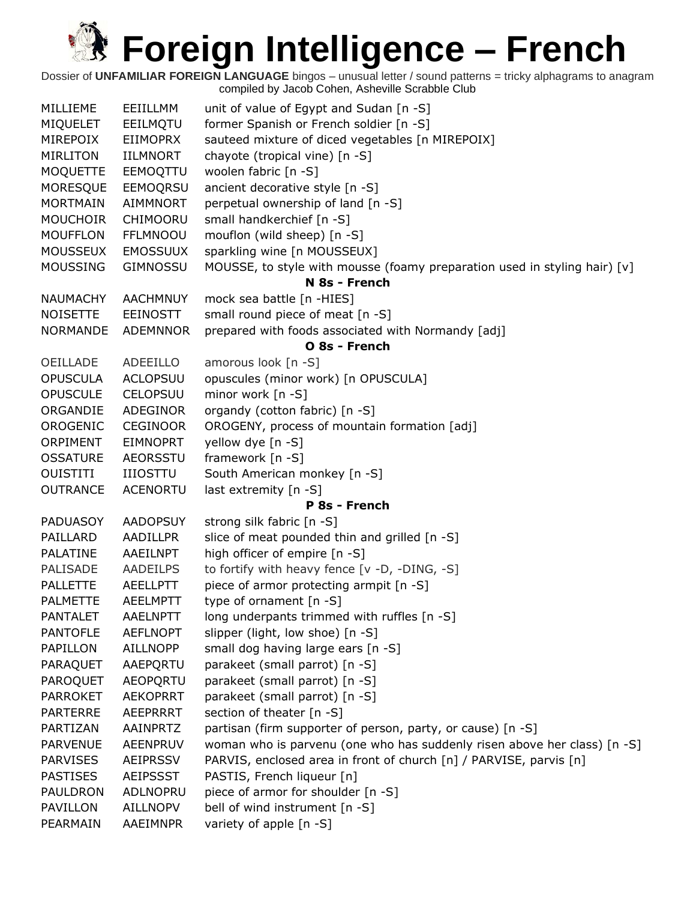# Foreign Intelligence – French

Dossier of **UNFAMILIAR FOREIGN LANGUAGE** bingos – unusual letter / sound patterns = tricky alphagrams to anagram compiled by Jacob Cohen, Asheville Scrabble Club

| | | |
|---|---|---|
| MILLIEME | EEIILLMM | unit of value of Egypt and Sudan [n -S] |
| MIQUELET | EEILMQTU | former Spanish or French soldier [n -S] |
| MIREPOIX | EIIMOPRX | sauteed mixture of diced vegetables [n MIREPOIX] |
| MIRLITON | IILMNORT | chayote (tropical vine) [n -S] |
| MOQUETTE | EEMOQTTU | woolen fabric [n -S] |
| MORESQUE | EEMOQRSU | ancient decorative style [n -S] |
| MORTMAIN | AIMMNORT | perpetual ownership of land [n -S] |
| MOUCHOIR | CHIMOORU | small handkerchief [n -S] |
| MOUFFLON | FFLMNOOU | mouflon (wild sheep) [n -S] |
| MOUSSEUX | EMOSSUUX | sparkling wine [n MOUSSEUX] |
| MOUSSING | GIMNOSSU | MOUSSE, to style with mousse (foamy preparation used in styling hair) [v] |
| | | **N 8s - French** |
| NAUMACHY | AACHMNUY | mock sea battle [n -HIES] |
| NOISETTE | EEINOSTT | small round piece of meat [n -S] |
| NORMANDE | ADEMNNOR | prepared with foods associated with Normandy [adj] |
| | | **O 8s - French** |
| OEILLADE | ADEEILLO | amorous look [n -S] |
| OPUSCULA | ACLOPSUU | opuscules (minor work) [n OPUSCULA] |
| OPUSCULE | CELOPSUU | minor work [n -S] |
| ORGANDIE | ADEGINOR | organdy (cotton fabric) [n -S] |
| OROGENIC | CEGINOOR | OROGENY, process of mountain formation [adj] |
| ORPIMENT | EIMNOPRT | yellow dye [n -S] |
| OSSATURE | AEORSSTU | framework [n -S] |
| OUISTITI | IIIOSTTU | South American monkey [n -S] |
| OUTRANCE | ACENORTU | last extremity [n -S] |
| | | **P 8s - French** |
| PADUASOY | AADOPSUY | strong silk fabric [n -S] |
| PAILLARD | AADILLPR | slice of meat pounded thin and grilled [n -S] |
| PALATINE | AAEILNPT | high officer of empire [n -S] |
| PALISADE | AADEILPS | to fortify with heavy fence [v -D, -DING, -S] |
| PALLETTE | AEELLPTT | piece of armor protecting armpit [n -S] |
| PALMETTE | AEELMPTT | type of ornament [n -S] |
| PANTALET | AAELNPTT | long underpants trimmed with ruffles [n -S] |
| PANTOFLE | AEFLNOPT | slipper (light, low shoe) [n -S] |
| PAPILLON | AILLNOPP | small dog having large ears [n -S] |
| PARAQUET | AAEPQRTU | parakeet (small parrot) [n -S] |
| PAROQUET | AEOPQRTU | parakeet (small parrot) [n -S] |
| PARROKET | AEKOPRRT | parakeet (small parrot) [n -S] |
| PARTERRE | AEEPRRRT | section of theater [n -S] |
| PARTIZAN | AAINPRTZ | partisan (firm supporter of person, party, or cause) [n -S] |
| PARVENUE | AEENPRUV | woman who is parvenu (one who has suddenly risen above her class) [n -S] |
| PARVISES | AEIPRSSV | PARVIS, enclosed area in front of church [n] / PARVISE, parvis [n] |
| PASTISES | AEIPSSST | PASTIS, French liqueur [n] |
| PAULDRON | ADLNOPRU | piece of armor for shoulder [n -S] |
| PAVILLON | AILLNOPV | bell of wind instrument [n -S] |
| PEARMAIN | AAEIMNPR | variety of apple [n -S] |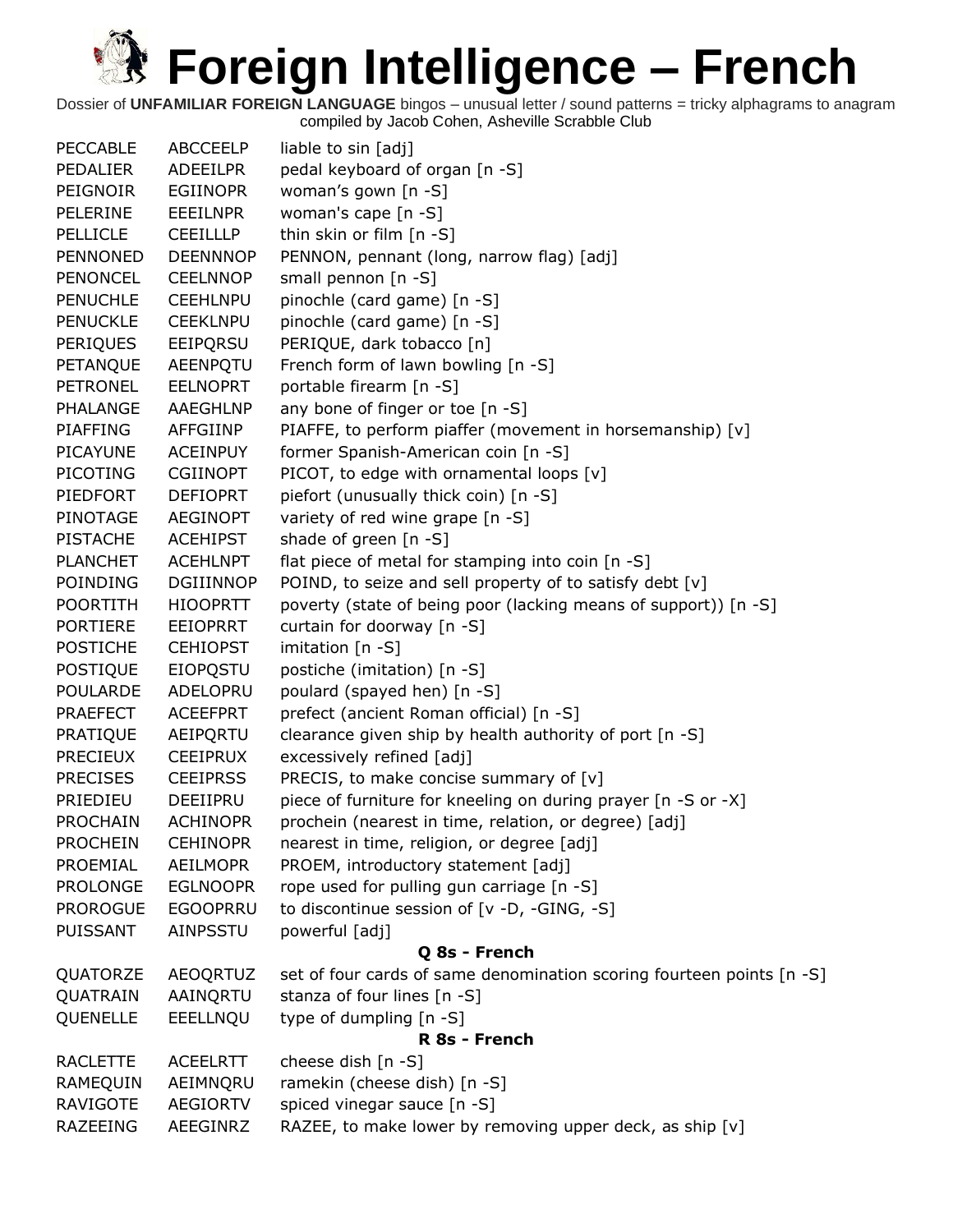# Foreign Intelligence – French

Dossier of **UNFAMILIAR FOREIGN LANGUAGE** bingos – unusual letter / sound patterns = tricky alphagrams to anagram
compiled by Jacob Cohen, Asheville Scrabble Club

| | | |
|---|---|---|
| PECCABLE | ABCCEELP | liable to sin [adj] |
| PEDALIER | ADEEILPR | pedal keyboard of organ [n -S] |
| PEIGNOIR | EGIINOPR | woman's gown [n -S] |
| PELERINE | EEEILNPR | woman's cape [n -S] |
| PELLICLE | CEEILLLP | thin skin or film [n -S] |
| PENNONED | DEENNNOP | PENNON, pennant (long, narrow flag) [adj] |
| PENONCEL | CEELNNOP | small pennon [n -S] |
| PENUCHLE | CEEHLNPU | pinochle (card game) [n -S] |
| PENUCKLE | CEEKLNPU | pinochle (card game) [n -S] |
| PERIQUES | EEIPQRSU | PERIQUE, dark tobacco [n] |
| PETANQUE | AEENPQTU | French form of lawn bowling [n -S] |
| PETRONEL | EELNOPRT | portable firearm [n -S] |
| PHALANGE | AAEGHLNP | any bone of finger or toe [n -S] |
| PIAFFING | AFFGIINP | PIAFFE, to perform piaffer (movement in horsemanship) [v] |
| PICAYUNE | ACEINPUY | former Spanish-American coin [n -S] |
| PICOTING | CGIINOPT | PICOT, to edge with ornamental loops [v] |
| PIEDFORT | DEFIOPRT | piefort (unusually thick coin) [n -S] |
| PINOTAGE | AEGINOPT | variety of red wine grape [n -S] |
| PISTACHE | ACEHIPST | shade of green [n -S] |
| PLANCHET | ACEHLNPT | flat piece of metal for stamping into coin [n -S] |
| POINDING | DGIIINNOP | POIND, to seize and sell property of to satisfy debt [v] |
| POORTITH | HIOOPRTT | poverty (state of being poor (lacking means of support)) [n -S] |
| PORTIERE | EEIOPRRT | curtain for doorway [n -S] |
| POSTICHE | CEHIOPST | imitation [n -S] |
| POSTIQUE | EIOPQSTU | postiche (imitation) [n -S] |
| POULARDE | ADELOPRU | poulard (spayed hen) [n -S] |
| PRAEFECT | ACEEFPRT | prefect (ancient Roman official) [n -S] |
| PRATIQUE | AEIPQRTU | clearance given ship by health authority of port [n -S] |
| PRECIEUX | CEEIPRUX | excessively refined [adj] |
| PRECISES | CEEIPRSS | PRECIS, to make concise summary of [v] |
| PRIEDIEU | DEEIIPRU | piece of furniture for kneeling on during prayer [n -S or -X] |
| PROCHAIN | ACHINOPR | prochein (nearest in time, relation, or degree) [adj] |
| PROCHEIN | CEHINOPR | nearest in time, religion, or degree [adj] |
| PROEMIAL | AEILMOPR | PROEM, introductory statement [adj] |
| PROLONGE | EGLNOOPR | rope used for pulling gun carriage [n -S] |
| PROROGUE | EGOOPRRU | to discontinue session of [v -D, -GING, -S] |
| PUISSANT | AINPSSTU | powerful [adj] |

**Q 8s - French**

| | | |
|---|---|---|
| QUATORZE | AEOQRTUZ | set of four cards of same denomination scoring fourteen points [n -S] |
| QUATRAIN | AAINQRTU | stanza of four lines [n -S] |
| QUENELLE | EEELLNQU | type of dumpling [n -S] |

**R 8s - French**

| | | |
|---|---|---|
| RACLETTE | ACEELRTT | cheese dish [n -S] |
| RAMEQUIN | AEIMNQRU | ramekin (cheese dish) [n -S] |
| RAVIGOTE | AEGIORTV | spiced vinegar sauce [n -S] |
| RAZEEING | AEEGINRZ | RAZEE, to make lower by removing upper deck, as ship [v] |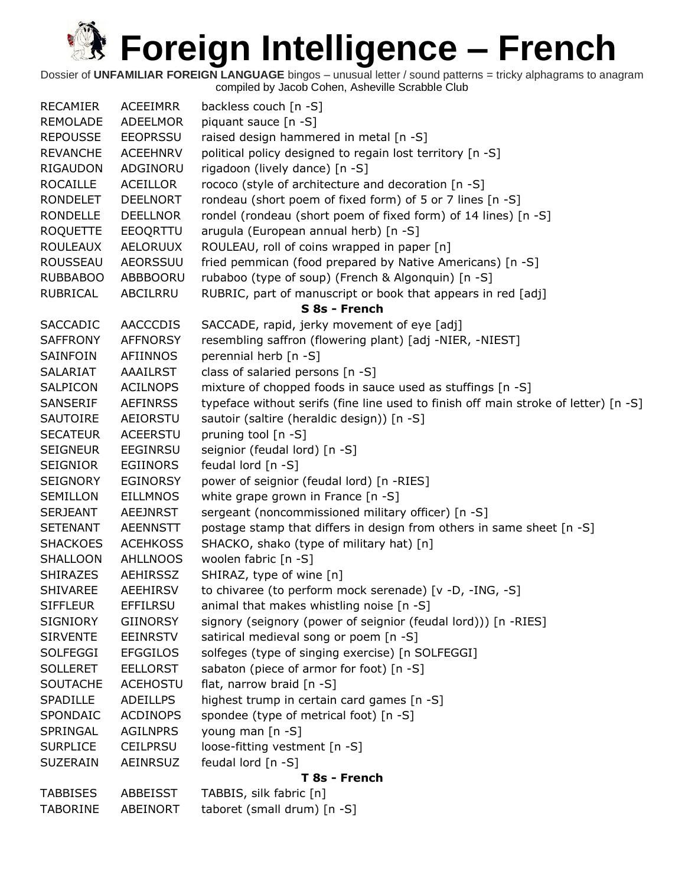# Foreign Intelligence – French

Dossier of **UNFAMILIAR FOREIGN LANGUAGE** bingos – unusual letter / sound patterns = tricky alphagrams to anagram compiled by Jacob Cohen, Asheville Scrabble Club

| | | |
|---|---|---|
| RECAMIER | ACEEIMRR | backless couch [n -S] |
| REMOLADE | ADEELMOR | piquant sauce [n -S] |
| REPOUSSE | EEOPRSSU | raised design hammered in metal [n -S] |
| REVANCHE | ACEEHNRV | political policy designed to regain lost territory [n -S] |
| RIGAUDON | ADGINORU | rigadoon (lively dance) [n -S] |
| ROCAILLE | ACEILLOR | rococo (style of architecture and decoration [n -S] |
| RONDELET | DEELNORT | rondeau (short poem of fixed form) of 5 or 7 lines [n -S] |
| RONDELLE | DEELLNOR | rondel (rondeau (short poem of fixed form) of 14 lines) [n -S] |
| ROQUETTE | EEOQRTTU | arugula (European annual herb) [n -S] |
| ROULEAUX | AELORUUX | ROULEAU, roll of coins wrapped in paper [n] |
| ROUSSEAU | AEORSSUU | fried pemmican (food prepared by Native Americans) [n -S] |
| RUBBABOO | ABBBOORU | rubaboo (type of soup) (French & Algonquin) [n -S] |
| RUBRICAL | ABCILRRU | RUBRIC, part of manuscript or book that appears in red [adj] |
| | | **S 8s - French** |
| SACCADIC | AACCCDIS | SACCADE, rapid, jerky movement of eye [adj] |
| SAFFRONY | AFFNORSY | resembling saffron (flowering plant) [adj -NIER, -NIEST] |
| SAINFOIN | AFIINNOS | perennial herb [n -S] |
| SALARIAT | AAAILRST | class of salaried persons [n -S] |
| SALPICON | ACILNOPS | mixture of chopped foods in sauce used as stuffings [n -S] |
| SANSERIF | AEFINRSS | typeface without serifs (fine line used to finish off main stroke of letter) [n -S] |
| SAUTOIRE | AEIORSTU | sautoir (saltire (heraldic design)) [n -S] |
| SECATEUR | ACEERSTU | pruning tool [n -S] |
| SEIGNEUR | EEGINRSU | seignior (feudal lord) [n -S] |
| SEIGNIOR | EGIINORS | feudal lord [n -S] |
| SEIGNORY | EGINORSY | power of seignior (feudal lord) [n -RIES] |
| SEMILLON | EILLMNOS | white grape grown in France [n -S] |
| SERJEANT | AEEJNRST | sergeant (noncommissioned military officer) [n -S] |
| SETENANT | AEENNSTT | postage stamp that differs in design from others in same sheet [n -S] |
| SHACKOES | ACEHKOSS | SHACKO, shako (type of military hat) [n] |
| SHALLOON | AHLLNOOS | woolen fabric [n -S] |
| SHIRAZES | AEHIRSSZ | SHIRAZ, type of wine [n] |
| SHIVAREE | AEEHIRSV | to chivaree (to perform mock serenade) [v -D, -ING, -S] |
| SIFFLEUR | EFFILRSU | animal that makes whistling noise [n -S] |
| SIGNIORY | GIINORSY | signory (seignory (power of seignior (feudal lord))) [n -RIES] |
| SIRVENTE | EEINRSTV | satirical medieval song or poem [n -S] |
| SOLFEGGI | EFGGILOS | solfeges (type of singing exercise) [n SOLFEGGI] |
| SOLLERET | EELLORST | sabaton (piece of armor for foot) [n -S] |
| SOUTACHE | ACEHOSTU | flat, narrow braid [n -S] |
| SPADILLE | ADEILLPS | highest trump in certain card games [n -S] |
| SPONDAIC | ACDINOPS | spondee (type of metrical foot) [n -S] |
| SPRINGAL | AGILNPRS | young man [n -S] |
| SURPLICE | CEILPRSU | loose-fitting vestment [n -S] |
| SUZERAIN | AEINRSUZ | feudal lord [n -S] |
| | | **T 8s - French** |
| TABBISES | ABBEISST | TABBIS, silk fabric [n] |
| TABORINE | ABEINORT | taboret (small drum) [n -S] |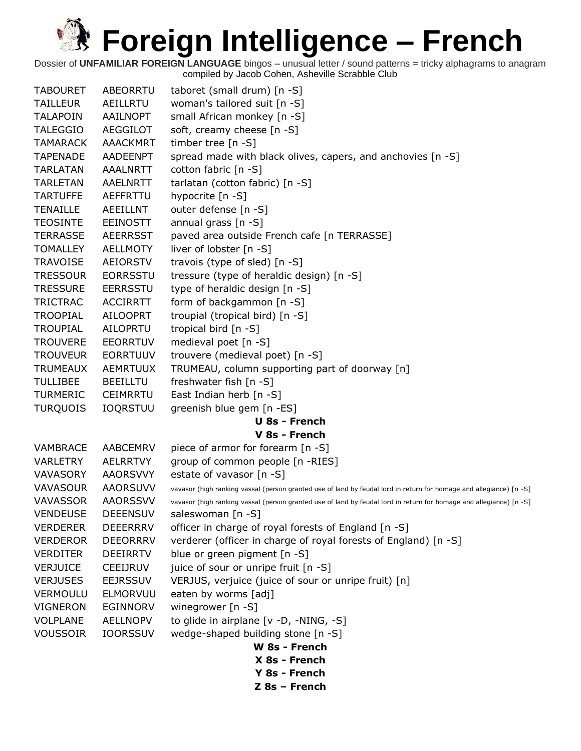# Foreign Intelligence – French

Dossier of **UNFAMILIAR FOREIGN LANGUAGE** bingos – unusual letter / sound patterns = tricky alphagrams to anagram compiled by Jacob Cohen, Asheville Scrabble Club

| | | |
|---|---|---|
| TABOURET | ABEORRTU | taboret (small drum) [n -S] |
| TAILLEUR | AEILLRTU | woman's tailored suit [n -S] |
| TALAPOIN | AAILNOPT | small African monkey [n -S] |
| TALEGGIO | AEGGILOT | soft, creamy cheese [n -S] |
| TAMARACK | AAACKMRT | timber tree [n -S] |
| TAPENADE | AADEENPT | spread made with black olives, capers, and anchovies [n -S] |
| TARLATAN | AAALNRTT | cotton fabric [n -S] |
| TARLETAN | AAELNRTT | tarlatan (cotton fabric) [n -S] |
| TARTUFFE | AEFFRTTU | hypocrite [n -S] |
| TENAILLE | AEEILLNT | outer defense [n -S] |
| TEOSINTE | EEINOSTT | annual grass [n -S] |
| TERRASSE | AEERRSST | paved area outside French cafe [n TERRASSE] |
| TOMALLEY | AELLMOTY | liver of lobster [n -S] |
| TRAVOISE | AEIORSTV | travois (type of sled) [n -S] |
| TRESSOUR | EORRSSTU | tressure (type of heraldic design) [n -S] |
| TRESSURE | EERRSSTU | type of heraldic design [n -S] |
| TRICTRAC | ACCIRRTT | form of backgammon [n -S] |
| TROOPIAL | AILOOPRT | troupial (tropical bird) [n -S] |
| TROUPIAL | AILOPRTU | tropical bird [n -S] |
| TROUVERE | EEORRTUV | medieval poet [n -S] |
| TROUVEUR | EORRTUUV | trouvere (medieval poet) [n -S] |
| TRUMEAUX | AEMRTUUX | TRUMEAU, column supporting part of doorway [n] |
| TULLIBEE | BEEILLTU | freshwater fish [n -S] |
| TURMERIC | CEIMRRTU | East Indian herb [n -S] |
| TURQUOIS | IOQRSTUU | greenish blue gem [n -ES] |

**U 8s - French**

**V 8s - French**

| | | |
|---|---|---|
| VAMBRACE | AABCEMRV | piece of armor for forearm [n -S] |
| VARLETRY | AELRRTVY | group of common people [n -RIES] |
| VAVASORY | AAORSVVY | estate of vavasor [n -S] |
| VAVASOUR | AAORSUVV | vavasor (high ranking vassal (person granted use of land by feudal lord in return for homage and allegiance) [n -S] |
| VAVASSOR | AAORSSVV | vavasor (high ranking vassal (person granted use of land by feudal lord in return for homage and allegiance) [n -S] |
| VENDEUSE | DEEENSUV | saleswoman [n -S] |
| VERDERER | DEEERRRV | officer in charge of royal forests of England [n -S] |
| VERDEROR | DEEORRRV | verderer (officer in charge of royal forests of England) [n -S] |
| VERDITER | DEEIRRTV | blue or green pigment [n -S] |
| VERJUICE | CEEIJRUV | juice of sour or unripe fruit [n -S] |
| VERJUSES | EEJRSSUV | VERJUS, verjuice (juice of sour or unripe fruit) [n] |
| VERMOULU | ELMORVUU | eaten by worms [adj] |
| VIGNERON | EGINNORV | winegrower [n -S] |
| VOLPLANE | AELLNOPV | to glide in airplane [v -D, -NING, -S] |
| VOUSSOIR | IOORSSUV | wedge-shaped building stone [n -S] |

**W 8s - French**

**X 8s - French**

**Y 8s - French**

**Z 8s – French**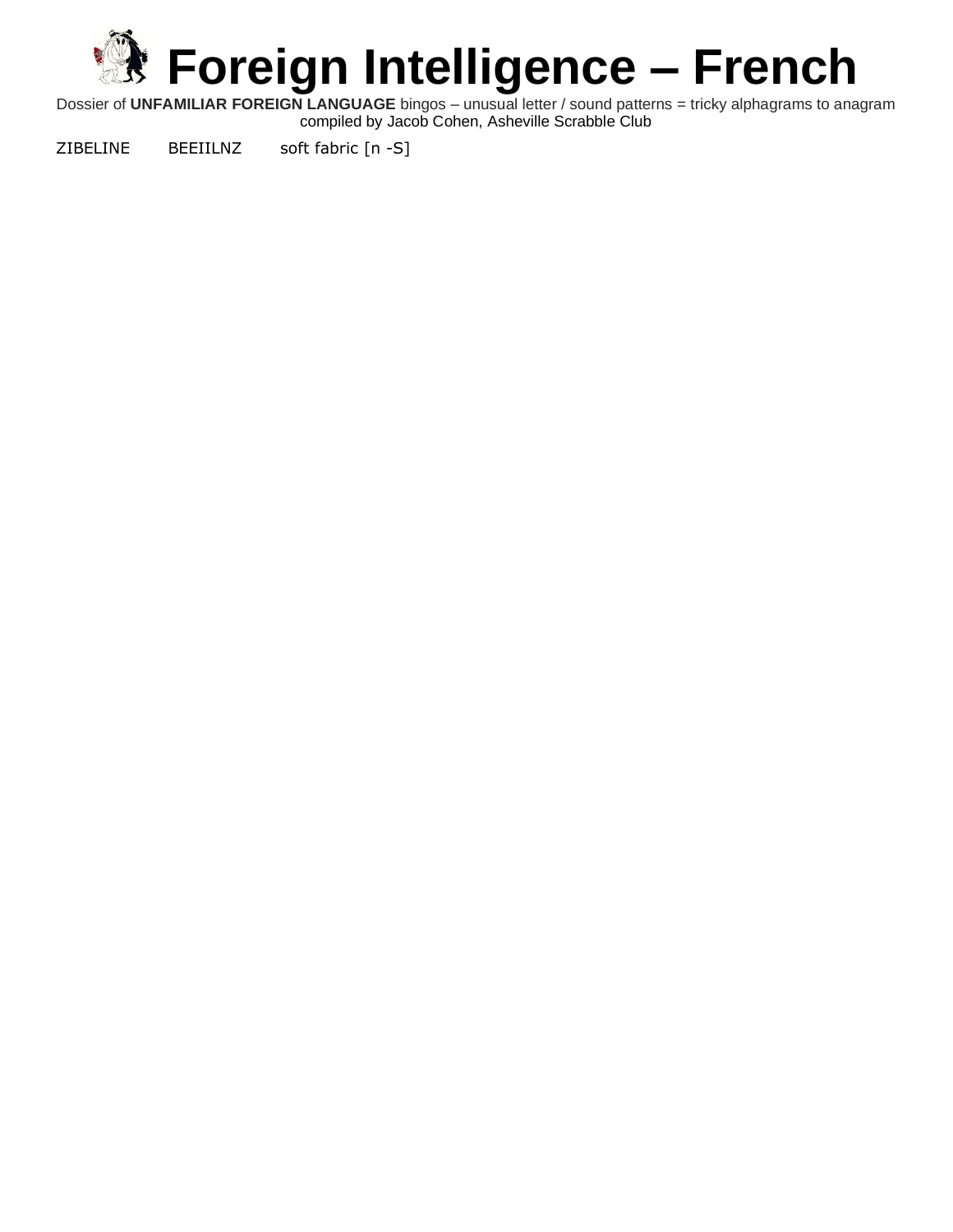# Foreign Intelligence – French

Dossier of **UNFAMILIAR FOREIGN LANGUAGE** bingos – unusual letter / sound patterns = tricky alphagrams to anagram
compiled by Jacob Cohen, Asheville Scrabble Club

| | | |
|---|---|---|
| ZIBELINE | BEEIILNZ | soft fabric [n -S] |